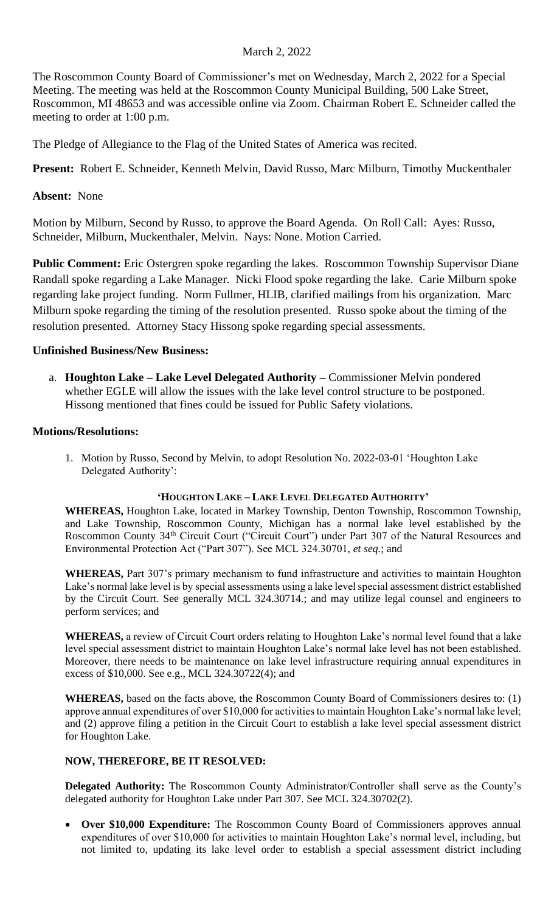March 2, 2022

The Roscommon County Board of Commissioner's met on Wednesday, March 2, 2022 for a Special Meeting. The meeting was held at the Roscommon County Municipal Building, 500 Lake Street, Roscommon, MI 48653 and was accessible online via Zoom. Chairman Robert E. Schneider called the meeting to order at 1:00 p.m.

The Pledge of Allegiance to the Flag of the United States of America was recited.

**Present:** Robert E. Schneider, Kenneth Melvin, David Russo, Marc Milburn, Timothy Muckenthaler

**Absent:** None

Motion by Milburn, Second by Russo, to approve the Board Agenda. On Roll Call: Ayes: Russo, Schneider, Milburn, Muckenthaler, Melvin. Nays: None. Motion Carried.

**Public Comment:** Eric Ostergren spoke regarding the lakes. Roscommon Township Supervisor Diane Randall spoke regarding a Lake Manager. Nicki Flood spoke regarding the lake. Carie Milburn spoke regarding lake project funding. Norm Fullmer, HLIB, clarified mailings from his organization. Marc Milburn spoke regarding the timing of the resolution presented. Russo spoke about the timing of the resolution presented. Attorney Stacy Hissong spoke regarding special assessments.

**Unfinished Business/New Business:**

a. **Houghton Lake – Lake Level Delegated Authority –** Commissioner Melvin pondered whether EGLE will allow the issues with the lake level control structure to be postponed. Hissong mentioned that fines could be issued for Public Safety violations.

**Motions/Resolutions:**

1. Motion by Russo, Second by Melvin, to adopt Resolution No. 2022-03-01 'Houghton Lake Delegated Authority':

**'HOUGHTON LAKE – LAKE LEVEL DELEGATED AUTHORITY'**

**WHEREAS,** Houghton Lake, located in Markey Township, Denton Township, Roscommon Township, and Lake Township, Roscommon County, Michigan has a normal lake level established by the Roscommon County 34th Circuit Court ("Circuit Court") under Part 307 of the Natural Resources and Environmental Protection Act ("Part 307"). See MCL 324.30701, *et seq.*; and

**WHEREAS,** Part 307's primary mechanism to fund infrastructure and activities to maintain Houghton Lake's normal lake level is by special assessments using a lake level special assessment district established by the Circuit Court. See generally MCL 324.30714.; and may utilize legal counsel and engineers to perform services; and

**WHEREAS,** a review of Circuit Court orders relating to Houghton Lake's normal level found that a lake level special assessment district to maintain Houghton Lake's normal lake level has not been established. Moreover, there needs to be maintenance on lake level infrastructure requiring annual expenditures in excess of $10,000. See e.g., MCL 324.30722(4); and

**WHEREAS,** based on the facts above, the Roscommon County Board of Commissioners desires to: (1) approve annual expenditures of over $10,000 for activities to maintain Houghton Lake's normal lake level; and (2) approve filing a petition in the Circuit Court to establish a lake level special assessment district for Houghton Lake.

**NOW, THEREFORE, BE IT RESOLVED:**

**Delegated Authority:** The Roscommon County Administrator/Controller shall serve as the County's delegated authority for Houghton Lake under Part 307. See MCL 324.30702(2).

- **Over $10,000 Expenditure:** The Roscommon County Board of Commissioners approves annual expenditures of over $10,000 for activities to maintain Houghton Lake's normal level, including, but not limited to, updating its lake level order to establish a special assessment district including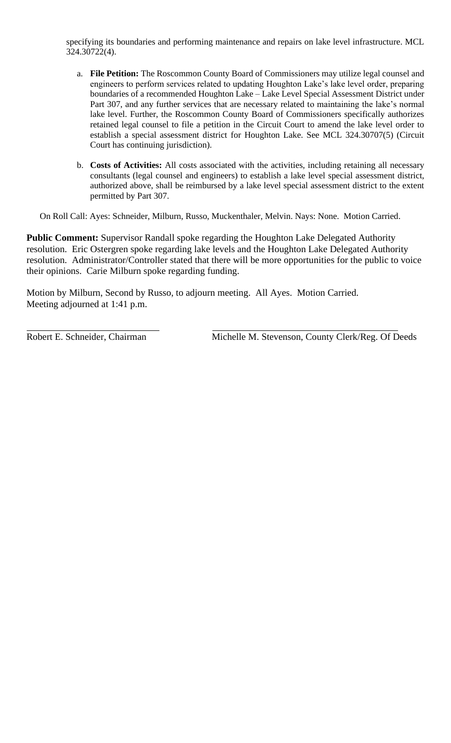specifying its boundaries and performing maintenance and repairs on lake level infrastructure. MCL 324.30722(4).

a. **File Petition:** The Roscommon County Board of Commissioners may utilize legal counsel and engineers to perform services related to updating Houghton Lake's lake level order, preparing boundaries of a recommended Houghton Lake – Lake Level Special Assessment District under Part 307, and any further services that are necessary related to maintaining the lake's normal lake level. Further, the Roscommon County Board of Commissioners specifically authorizes retained legal counsel to file a petition in the Circuit Court to amend the lake level order to establish a special assessment district for Houghton Lake. See MCL 324.30707(5) (Circuit Court has continuing jurisdiction).

b. **Costs of Activities:** All costs associated with the activities, including retaining all necessary consultants (legal counsel and engineers) to establish a lake level special assessment district, authorized above, shall be reimbursed by a lake level special assessment district to the extent permitted by Part 307.

On Roll Call: Ayes: Schneider, Milburn, Russo, Muckenthaler, Melvin. Nays: None. Motion Carried.

**Public Comment:** Supervisor Randall spoke regarding the Houghton Lake Delegated Authority resolution. Eric Ostergren spoke regarding lake levels and the Houghton Lake Delegated Authority resolution. Administrator/Controller stated that there will be more opportunities for the public to voice their opinions. Carie Milburn spoke regarding funding.

Motion by Milburn, Second by Russo, to adjourn meeting. All Ayes. Motion Carried.
Meeting adjourned at 1:41 p.m.

Robert E. Schneider, Chairman

Michelle M. Stevenson, County Clerk/Reg. Of Deeds